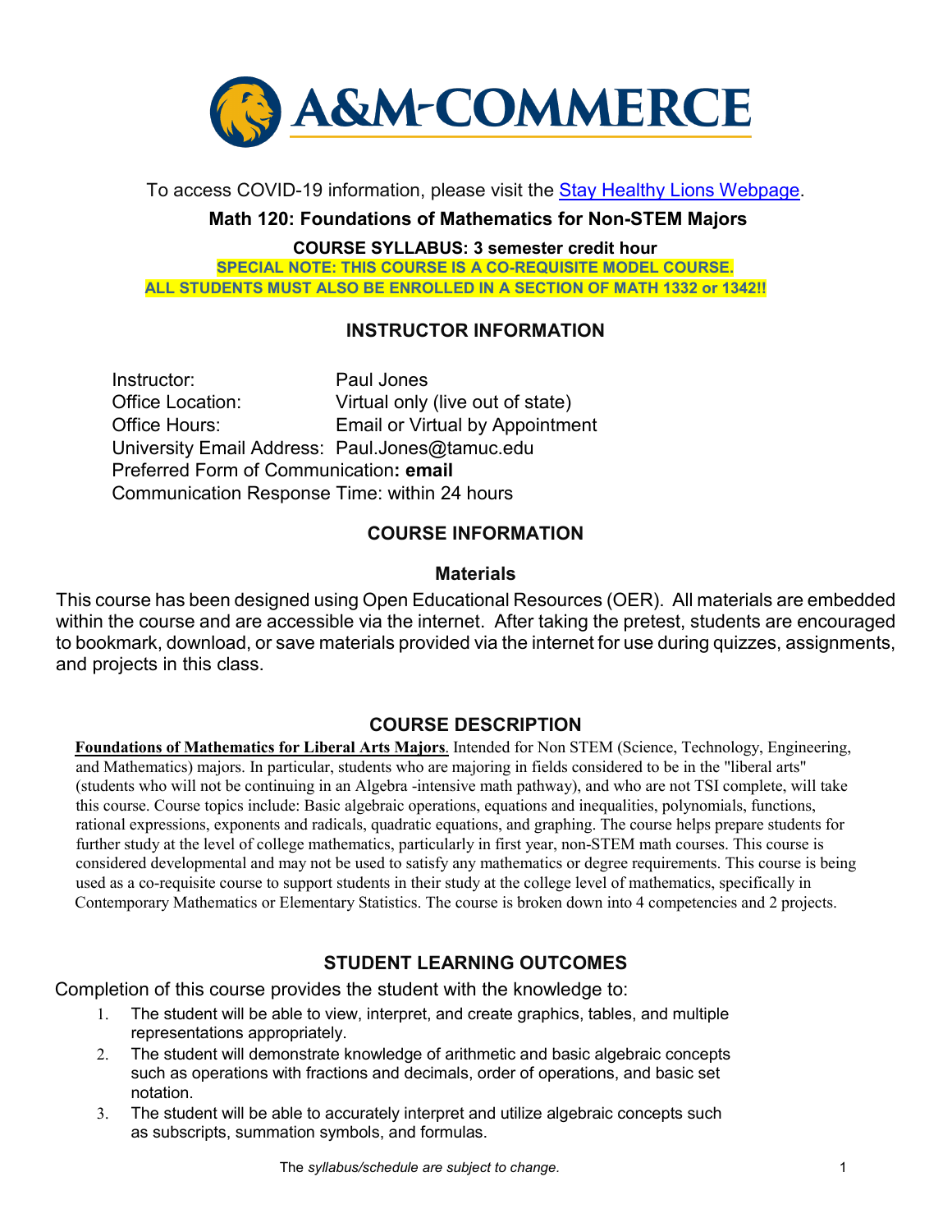To access COVID-19 information, please visit the [Stay Healthy Lions Webpage](#).

# Math 120: Foundations of Mathematics for Non-STEM Majors

**COURSE SYLLABUS: 3 semester credit hour**

**SPECIAL NOTE: THIS COURSE IS A CO-REQUISITE MODEL COURSE.**
**ALL STUDENTS MUST ALSO BE ENROLLED IN A SECTION OF MATH 1332 or 1342!!**

## INSTRUCTOR INFORMATION

Instructor: Paul Jones
Office Location: Virtual only (live out of state)
Office Hours: Email or Virtual by Appointment
University Email Address: Paul.Jones@tamuc.edu
Preferred Form of Communication**: email**
Communication Response Time: within 24 hours

## COURSE INFORMATION

### Materials

This course has been designed using Open Educational Resources (OER). All materials are embedded within the course and are accessible via the internet. After taking the pretest, students are encouraged to bookmark, download, or save materials provided via the internet for use during quizzes, assignments, and projects in this class.

## COURSE DESCRIPTION

**Foundations of Mathematics for Liberal Arts Majors**. Intended for Non STEM (Science, Technology, Engineering, and Mathematics) majors. In particular, students who are majoring in fields considered to be in the "liberal arts" (students who will not be continuing in an Algebra -intensive math pathway), and who are not TSI complete, will take this course. Course topics include: Basic algebraic operations, equations and inequalities, polynomials, functions, rational expressions, exponents and radicals, quadratic equations, and graphing. The course helps prepare students for further study at the level of college mathematics, particularly in first year, non-STEM math courses. This course is considered developmental and may not be used to satisfy any mathematics or degree requirements. This course is being used as a co-requisite course to support students in their study at the college level of mathematics, specifically in Contemporary Mathematics or Elementary Statistics. The course is broken down into 4 competencies and 2 projects.

## STUDENT LEARNING OUTCOMES

Completion of this course provides the student with the knowledge to:

1. The student will be able to view, interpret, and create graphics, tables, and multiple representations appropriately.
2. The student will demonstrate knowledge of arithmetic and basic algebraic concepts such as operations with fractions and decimals, order of operations, and basic set notation.
3. The student will be able to accurately interpret and utilize algebraic concepts such as subscripts, summation symbols, and formulas.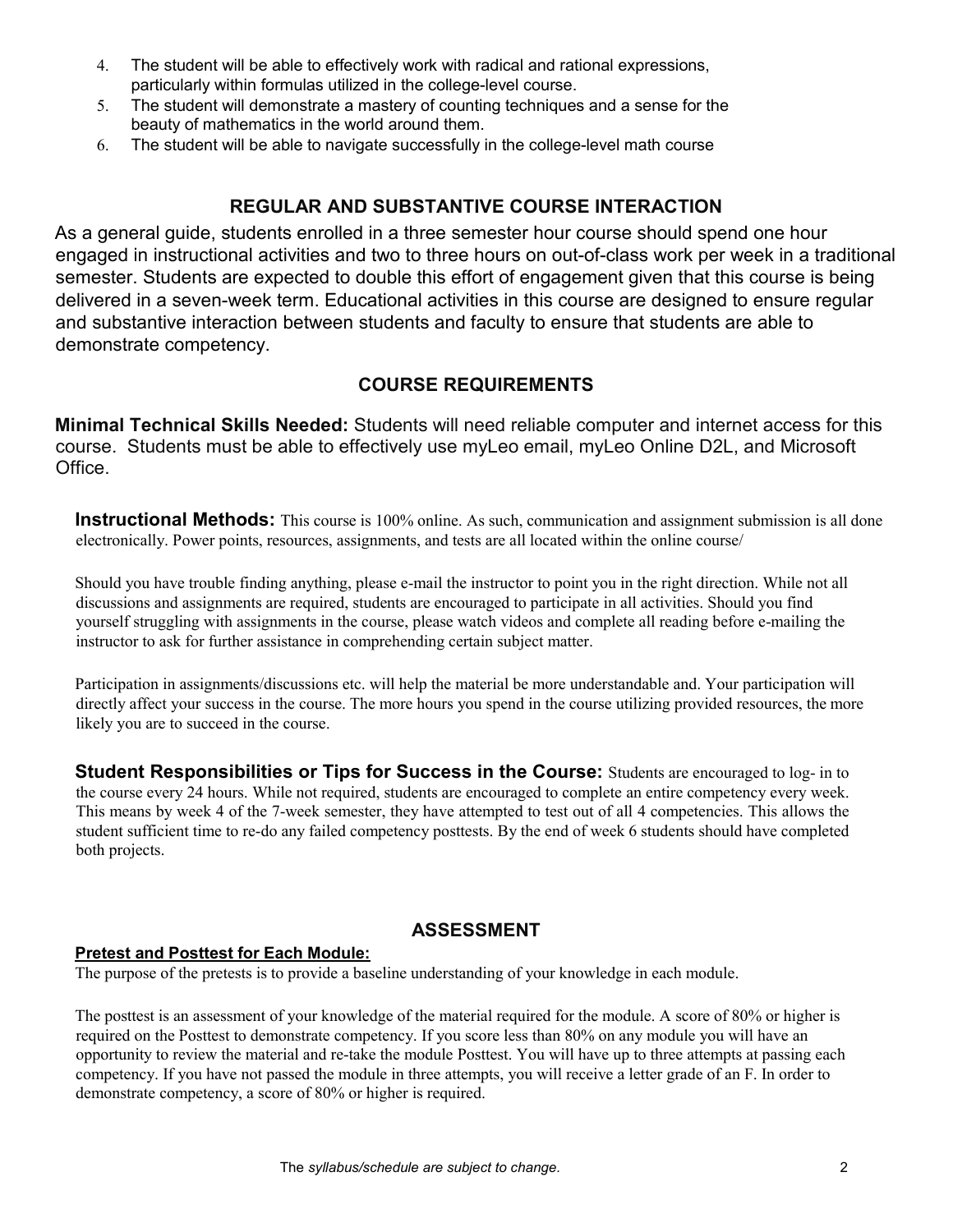4. The student will be able to effectively work with radical and rational expressions, particularly within formulas utilized in the college-level course.
5. The student will demonstrate a mastery of counting techniques and a sense for the beauty of mathematics in the world around them.
6. The student will be able to navigate successfully in the college-level math course

## REGULAR AND SUBSTANTIVE COURSE INTERACTION

As a general guide, students enrolled in a three semester hour course should spend one hour engaged in instructional activities and two to three hours on out-of-class work per week in a traditional semester. Students are expected to double this effort of engagement given that this course is being delivered in a seven-week term. Educational activities in this course are designed to ensure regular and substantive interaction between students and faculty to ensure that students are able to demonstrate competency.

## COURSE REQUIREMENTS

**Minimal Technical Skills Needed:** Students will need reliable computer and internet access for this course. Students must be able to effectively use myLeo email, myLeo Online D2L, and Microsoft Office.

**Instructional Methods:** This course is 100% online. As such, communication and assignment submission is all done electronically. Power points, resources, assignments, and tests are all located within the online course/

Should you have trouble finding anything, please e-mail the instructor to point you in the right direction. While not all discussions and assignments are required, students are encouraged to participate in all activities. Should you find yourself struggling with assignments in the course, please watch videos and complete all reading before e-mailing the instructor to ask for further assistance in comprehending certain subject matter.

Participation in assignments/discussions etc. will help the material be more understandable and. Your participation will directly affect your success in the course. The more hours you spend in the course utilizing provided resources, the more likely you are to succeed in the course.

**Student Responsibilities or Tips for Success in the Course:** Students are encouraged to log- in to the course every 24 hours. While not required, students are encouraged to complete an entire competency every week. This means by week 4 of the 7-week semester, they have attempted to test out of all 4 competencies. This allows the student sufficient time to re-do any failed competency posttests. By the end of week 6 students should have completed both projects.

## ASSESSMENT

**Pretest and Posttest for Each Module:**

The purpose of the pretests is to provide a baseline understanding of your knowledge in each module.

The posttest is an assessment of your knowledge of the material required for the module. A score of 80% or higher is required on the Posttest to demonstrate competency. If you score less than 80% on any module you will have an opportunity to review the material and re-take the module Posttest. You will have up to three attempts at passing each competency. If you have not passed the module in three attempts, you will receive a letter grade of an F. In order to demonstrate competency, a score of 80% or higher is required.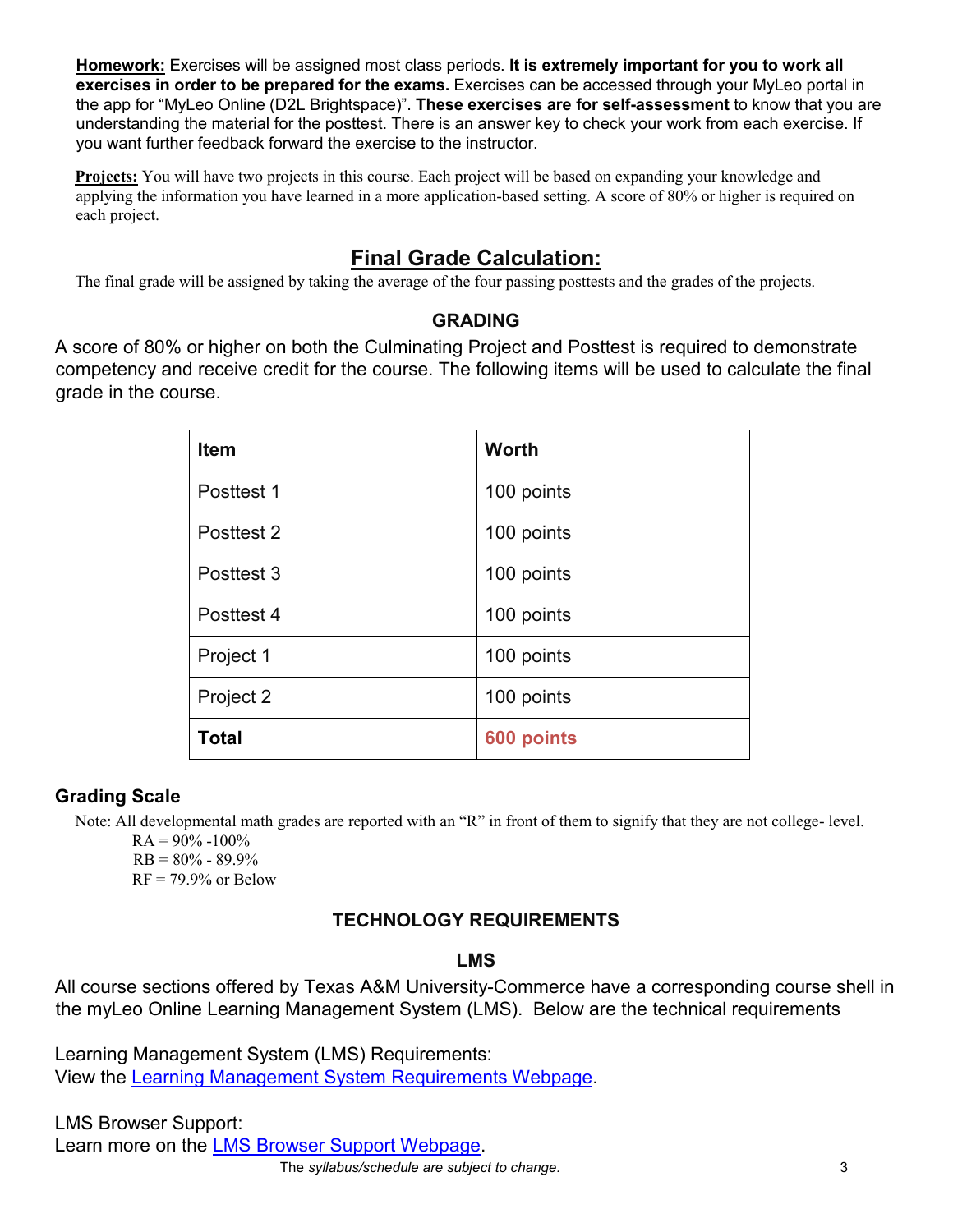**Homework:** Exercises will be assigned most class periods. **It is extremely important for you to work all exercises in order to be prepared for the exams.** Exercises can be accessed through your MyLeo portal in the app for "MyLeo Online (D2L Brightspace)". **These exercises are for self-assessment** to know that you are understanding the material for the posttest. There is an answer key to check your work from each exercise. If you want further feedback forward the exercise to the instructor.

**Projects:** You will have two projects in this course. Each project will be based on expanding your knowledge and applying the information you have learned in a more application-based setting. A score of 80% or higher is required on each project.

## Final Grade Calculation:

The final grade will be assigned by taking the average of the four passing posttests and the grades of the projects.

### GRADING

A score of 80% or higher on both the Culminating Project and Posttest is required to demonstrate competency and receive credit for the course. The following items will be used to calculate the final grade in the course.

| Item | Worth |
|---|---|
| Posttest 1 | 100 points |
| Posttest 2 | 100 points |
| Posttest 3 | 100 points |
| Posttest 4 | 100 points |
| Project 1 | 100 points |
| Project 2 | 100 points |
| **Total** | **600 points** |

### Grading Scale

Note: All developmental math grades are reported with an "R" in front of them to signify that they are not college- level.

RA = 90% -100%
RB = 80% - 89.9%
RF = 79.9% or Below

### TECHNOLOGY REQUIREMENTS

#### LMS

All course sections offered by Texas A&M University-Commerce have a corresponding course shell in the myLeo Online Learning Management System (LMS). Below are the technical requirements

Learning Management System (LMS) Requirements:
View the Learning Management System Requirements Webpage.

LMS Browser Support:
Learn more on the LMS Browser Support Webpage.

*The syllabus/schedule are subject to change.*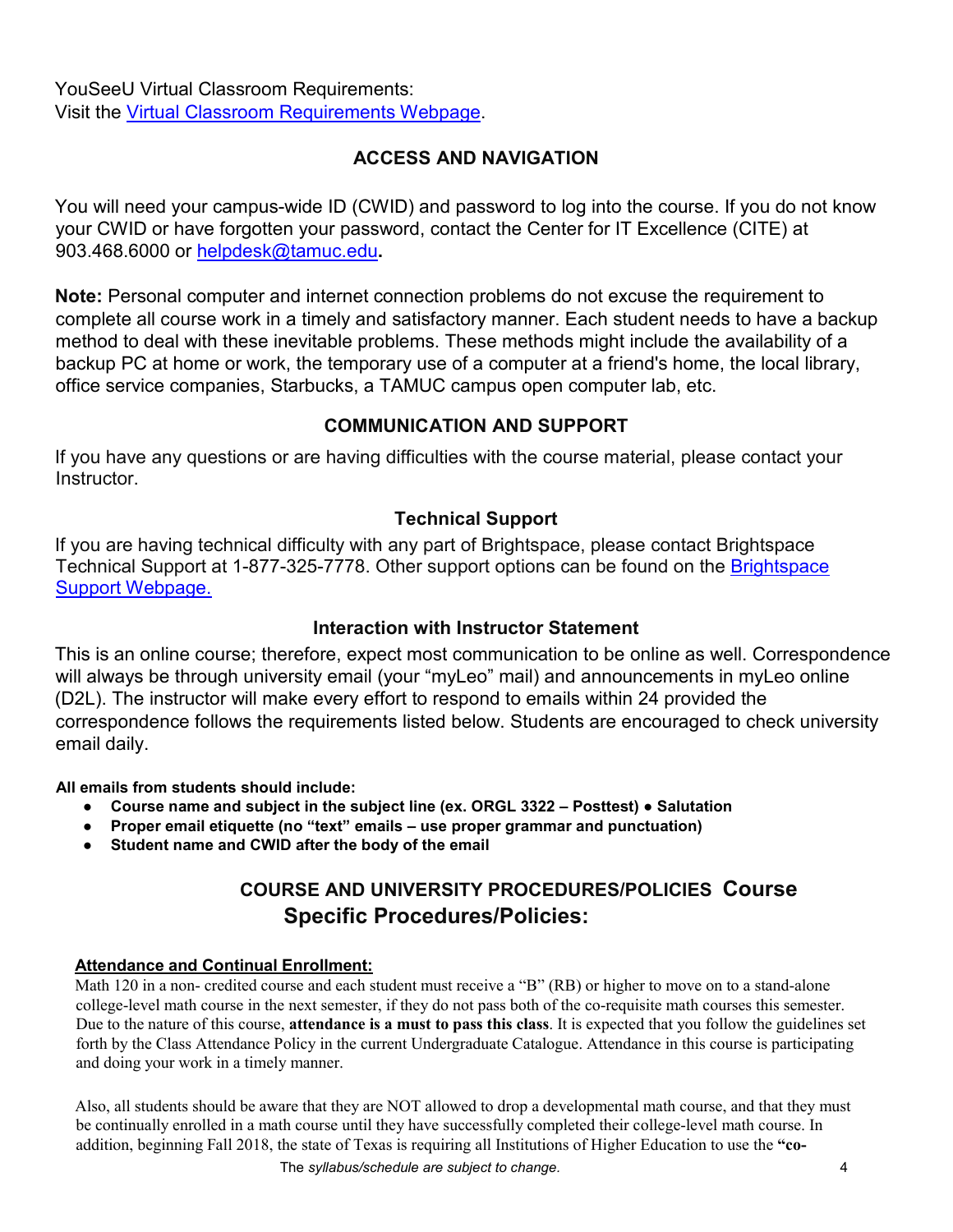YouSeeU Virtual Classroom Requirements:
Visit the Virtual Classroom Requirements Webpage.

## ACCESS AND NAVIGATION

You will need your campus-wide ID (CWID) and password to log into the course. If you do not know your CWID or have forgotten your password, contact the Center for IT Excellence (CITE) at 903.468.6000 or helpdesk@tamuc.edu**.**

**Note:** Personal computer and internet connection problems do not excuse the requirement to complete all course work in a timely and satisfactory manner. Each student needs to have a backup method to deal with these inevitable problems. These methods might include the availability of a backup PC at home or work, the temporary use of a computer at a friend's home, the local library, office service companies, Starbucks, a TAMUC campus open computer lab, etc.

## COMMUNICATION AND SUPPORT

If you have any questions or are having difficulties with the course material, please contact your Instructor.

### Technical Support

If you are having technical difficulty with any part of Brightspace, please contact Brightspace Technical Support at 1-877-325-7778. Other support options can be found on the Brightspace Support Webpage.

### Interaction with Instructor Statement

This is an online course; therefore, expect most communication to be online as well. Correspondence will always be through university email (your "myLeo" mail) and announcements in myLeo online (D2L). The instructor will make every effort to respond to emails within 24 provided the correspondence follows the requirements listed below. Students are encouraged to check university email daily.

**All emails from students should include:**

- **Course name and subject in the subject line (ex. ORGL 3322 – Posttest) ● Salutation**
- **Proper email etiquette (no "text" emails – use proper grammar and punctuation)**
- **Student name and CWID after the body of the email**

## COURSE AND UNIVERSITY PROCEDURES/POLICIES Course Specific Procedures/Policies:

**Attendance and Continual Enrollment:**

Math 120 in a non- credited course and each student must receive a "B" (RB) or higher to move on to a stand-alone college-level math course in the next semester, if they do not pass both of the co-requisite math courses this semester. Due to the nature of this course, **attendance is a must to pass this class**. It is expected that you follow the guidelines set forth by the Class Attendance Policy in the current Undergraduate Catalogue. Attendance in this course is participating and doing your work in a timely manner.

Also, all students should be aware that they are NOT allowed to drop a developmental math course, and that they must be continually enrolled in a math course until they have successfully completed their college-level math course. In addition, beginning Fall 2018, the state of Texas is requiring all Institutions of Higher Education to use the **"co-**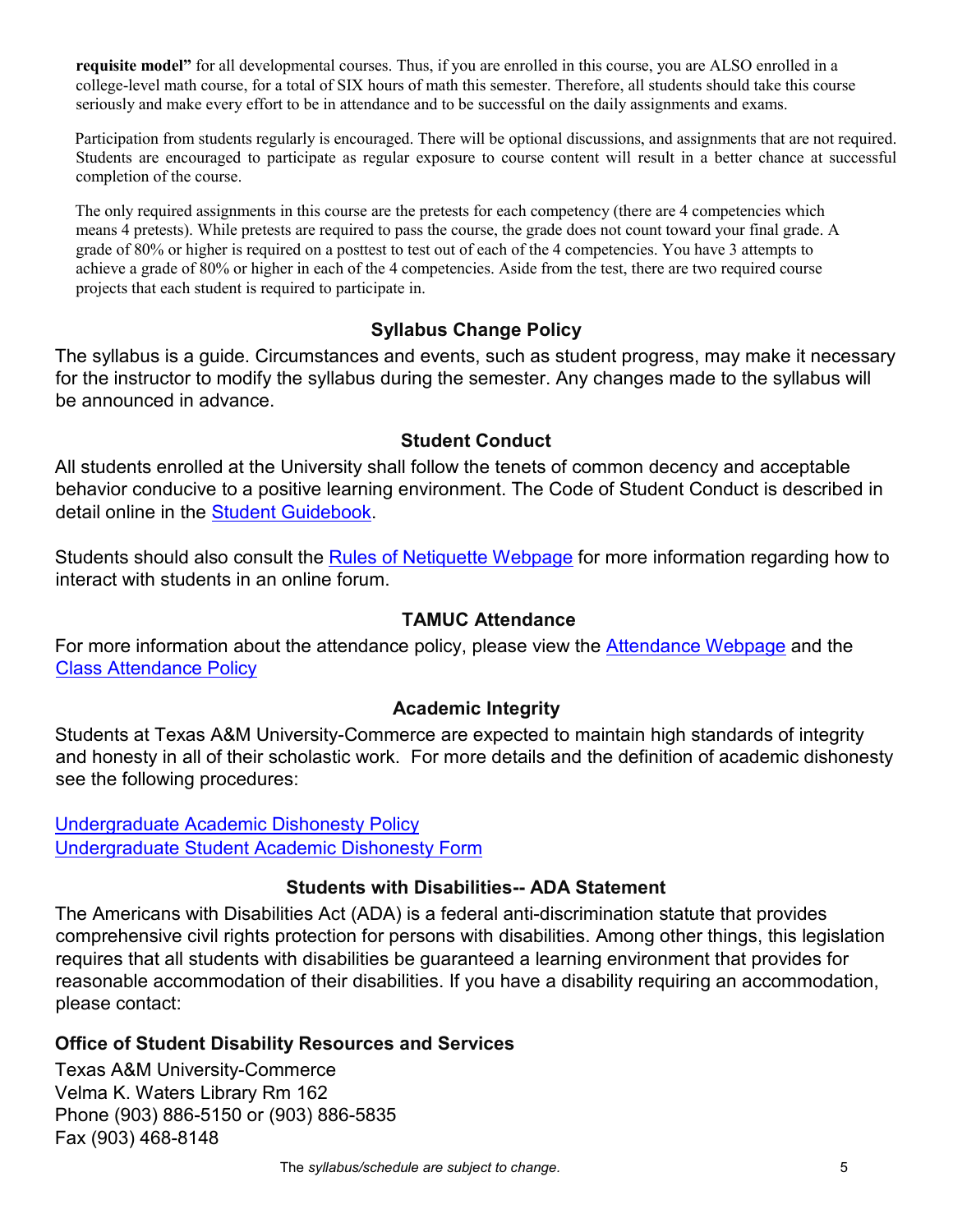**requisite model"** for all developmental courses. Thus, if you are enrolled in this course, you are ALSO enrolled in a college-level math course, for a total of SIX hours of math this semester. Therefore, all students should take this course seriously and make every effort to be in attendance and to be successful on the daily assignments and exams.

Participation from students regularly is encouraged. There will be optional discussions, and assignments that are not required. Students are encouraged to participate as regular exposure to course content will result in a better chance at successful completion of the course.

The only required assignments in this course are the pretests for each competency (there are 4 competencies which means 4 pretests). While pretests are required to pass the course, the grade does not count toward your final grade. A grade of 80% or higher is required on a posttest to test out of each of the 4 competencies. You have 3 attempts to achieve a grade of 80% or higher in each of the 4 competencies. Aside from the test, there are two required course projects that each student is required to participate in.

## Syllabus Change Policy

The syllabus is a guide. Circumstances and events, such as student progress, may make it necessary for the instructor to modify the syllabus during the semester. Any changes made to the syllabus will be announced in advance.

## Student Conduct

All students enrolled at the University shall follow the tenets of common decency and acceptable behavior conducive to a positive learning environment. The Code of Student Conduct is described in detail online in the Student Guidebook.

Students should also consult the Rules of Netiquette Webpage for more information regarding how to interact with students in an online forum.

## TAMUC Attendance

For more information about the attendance policy, please view the Attendance Webpage and the Class Attendance Policy

## Academic Integrity

Students at Texas A&M University-Commerce are expected to maintain high standards of integrity and honesty in all of their scholastic work. For more details and the definition of academic dishonesty see the following procedures:

Undergraduate Academic Dishonesty Policy
Undergraduate Student Academic Dishonesty Form

## Students with Disabilities-- ADA Statement

The Americans with Disabilities Act (ADA) is a federal anti-discrimination statute that provides comprehensive civil rights protection for persons with disabilities. Among other things, this legislation requires that all students with disabilities be guaranteed a learning environment that provides for reasonable accommodation of their disabilities. If you have a disability requiring an accommodation, please contact:

### Office of Student Disability Resources and Services

Texas A&M University-Commerce
Velma K. Waters Library Rm 162
Phone (903) 886-5150 or (903) 886-5835
Fax (903) 468-8148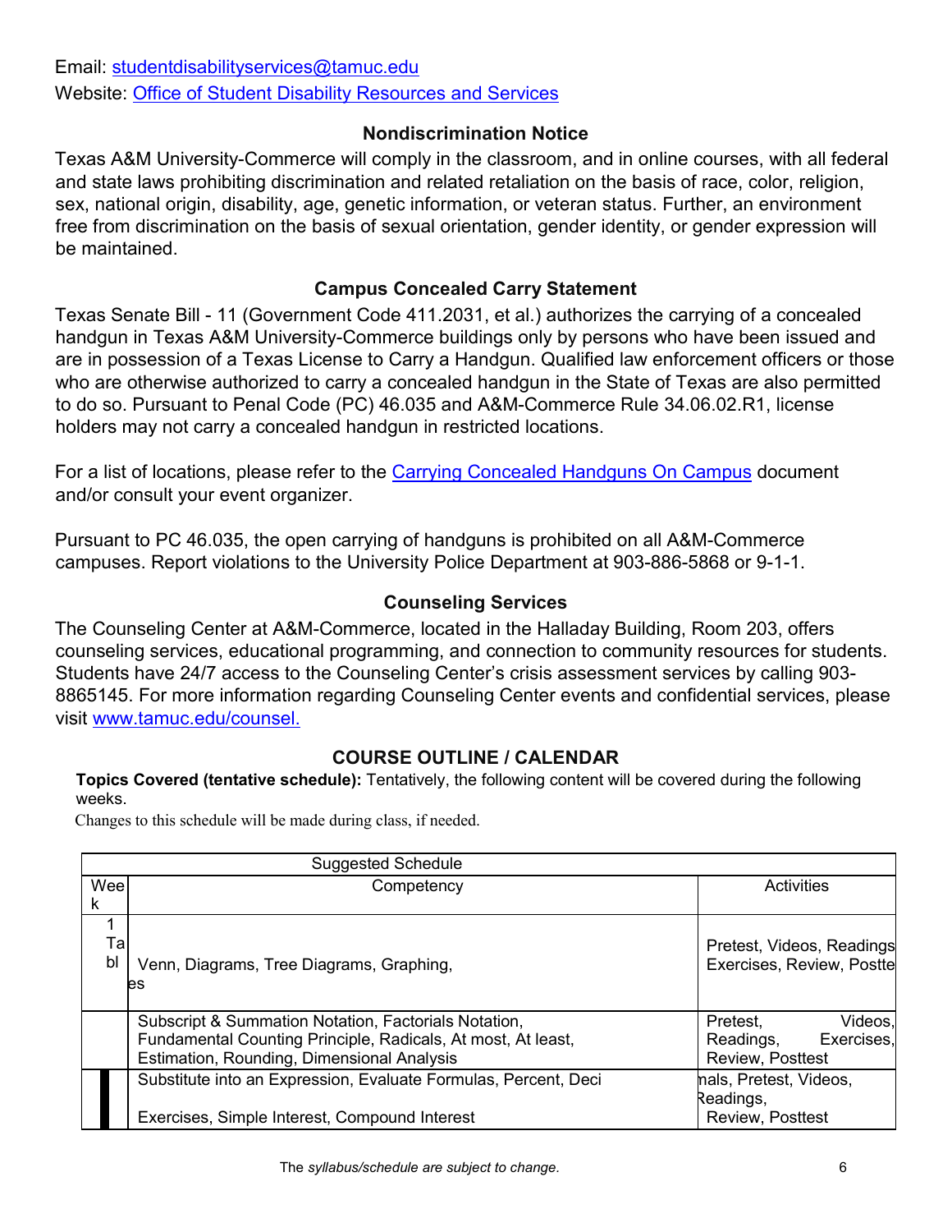Email: studentdisabilityservices@tamuc.edu

Website: Office of Student Disability Resources and Services

### Nondiscrimination Notice

Texas A&M University-Commerce will comply in the classroom, and in online courses, with all federal and state laws prohibiting discrimination and related retaliation on the basis of race, color, religion, sex, national origin, disability, age, genetic information, or veteran status. Further, an environment free from discrimination on the basis of sexual orientation, gender identity, or gender expression will be maintained.

### Campus Concealed Carry Statement

Texas Senate Bill - 11 (Government Code 411.2031, et al.) authorizes the carrying of a concealed handgun in Texas A&M University-Commerce buildings only by persons who have been issued and are in possession of a Texas License to Carry a Handgun. Qualified law enforcement officers or those who are otherwise authorized to carry a concealed handgun in the State of Texas are also permitted to do so. Pursuant to Penal Code (PC) 46.035 and A&M-Commerce Rule 34.06.02.R1, license holders may not carry a concealed handgun in restricted locations.

For a list of locations, please refer to the Carrying Concealed Handguns On Campus document and/or consult your event organizer.

Pursuant to PC 46.035, the open carrying of handguns is prohibited on all A&M-Commerce campuses. Report violations to the University Police Department at 903-886-5868 or 9-1-1.

### Counseling Services

The Counseling Center at A&M-Commerce, located in the Halladay Building, Room 203, offers counseling services, educational programming, and connection to community resources for students. Students have 24/7 access to the Counseling Center's crisis assessment services by calling 903-8865145. For more information regarding Counseling Center events and confidential services, please visit www.tamuc.edu/counsel.

## COURSE OUTLINE / CALENDAR

**Topics Covered (tentative schedule):** Tentatively, the following content will be covered during the following weeks.

Changes to this schedule will be made during class, if needed.

| Suggested Schedule | | |
|---|---|---|
| Week | Competency | Activities |
| 1 | Venn, Diagrams, Tree Diagrams, Graphing, Tables | Pretest, Videos, Readings Exercises, Review, Posttest |
| | Subscript & Summation Notation, Factorials Notation, Fundamental Counting Principle, Radicals, At most, At least, Estimation, Rounding, Dimensional Analysis | Pretest, Videos, Readings, Exercises, Review, Posttest |
| | Substitute into an Expression, Evaluate Formulas, Percent, Decimals, Pretest, Videos, Readings, Exercises, Simple Interest, Compound Interest | Review, Posttest |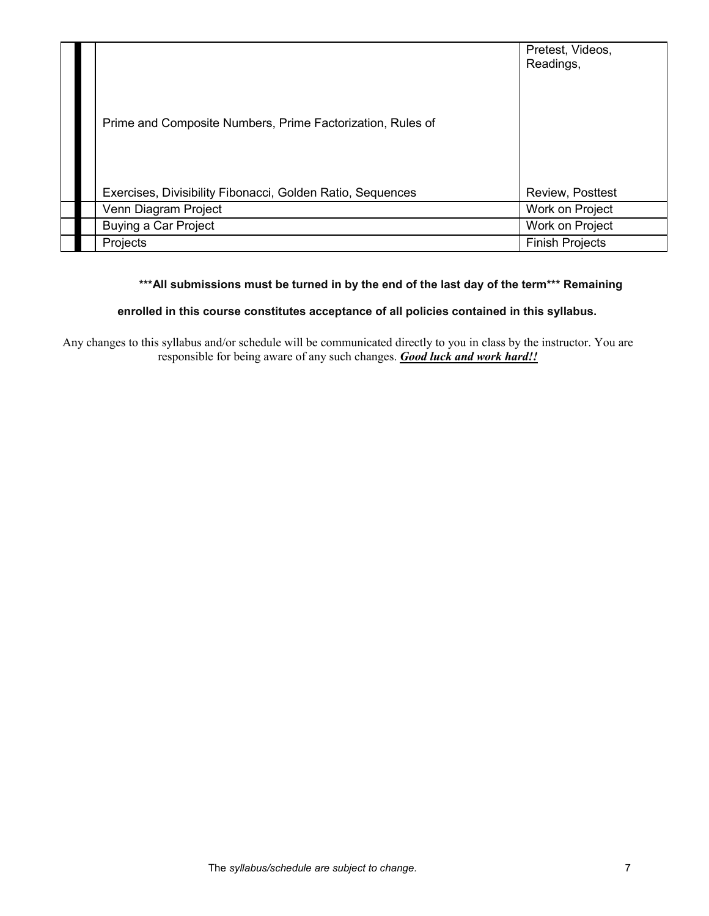| | | | |
|---|---|---|---|
| | | Prime and Composite Numbers, Prime Factorization, Rules of<br><br>Exercises, Divisibility Fibonacci, Golden Ratio, Sequences | Pretest, Videos, Readings,<br><br>Review, Posttest |
| | | Venn Diagram Project | Work on Project |
| | | Buying a Car Project | Work on Project |
| | | Projects | Finish Projects |

**\*\*\*All submissions must be turned in by the end of the last day of the term\*\*\* Remaining enrolled in this course constitutes acceptance of all policies contained in this syllabus.**

Any changes to this syllabus and/or schedule will be communicated directly to you in class by the instructor. You are responsible for being aware of any such changes. ***<u>Good luck and work hard!!</u>***